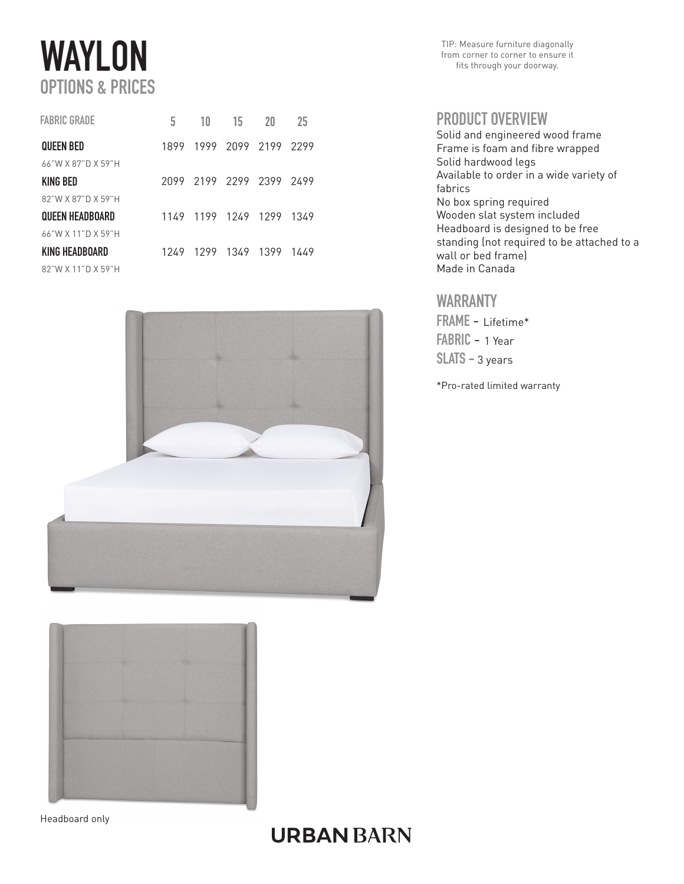# WAYLON

## OPTIONS & PRICES

TIP: Measure furniture diagonally from corner to corner to ensure it fits through your doorway.

| FABRIC GRADE | 5 | 10 | 15 | 20 | 25 |
|---|---|---|---|---|---|
| **QUEEN BED**<br>66"W X 87"D X 59"H | 1899 | 1999 | 2099 | 2199 | 2299 |
| **KING BED**<br>82"W X 87"D X 59"H | 2099 | 2199 | 2299 | 2399 | 2499 |
| **QUEEN HEADBOARD**<br>66"W X 11"D X 59"H | 1149 | 1199 | 1249 | 1299 | 1349 |
| **KING HEADBOARD**<br>82"W X 11"D X 59"H | 1249 | 1299 | 1349 | 1399 | 1449 |

## PRODUCT OVERVIEW

Solid and engineered wood frame
Frame is foam and fibre wrapped
Solid hardwood legs
Available to order in a wide variety of fabrics
No box spring required
Wooden slat system included
Headboard is designed to be free standing (not required to be attached to a wall or bed frame)
Made in Canada

## WARRANTY

**FRAME** - Lifetime*
**FABRIC** - 1 Year
**SLATS** - 3 years

*Pro-rated limited warranty

Headboard only

URBAN BARN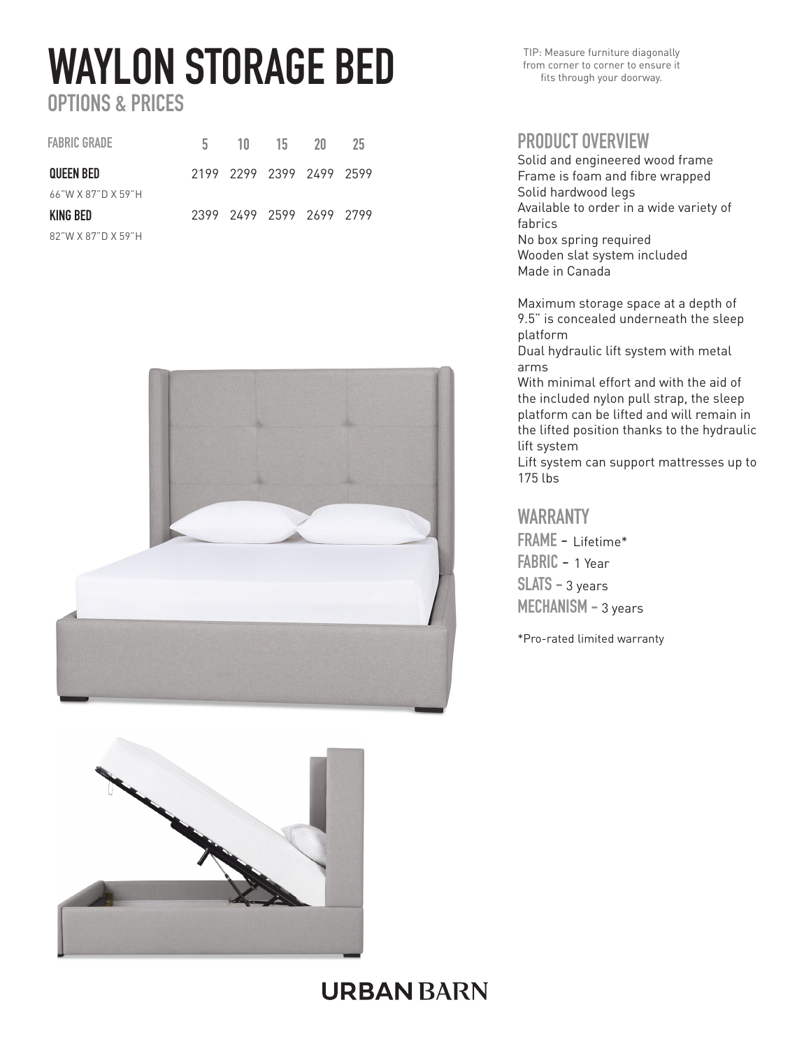# WAYLON STORAGE BED

## OPTIONS & PRICES

TIP: Measure furniture diagonally from corner to corner to ensure it fits through your doorway.

| FABRIC GRADE | 5 | 10 | 15 | 20 | 25 |
|---|---|---|---|---|---|
| **QUEEN BED**<br>66"W X 87"D X 59"H | 2199 | 2299 | 2399 | 2499 | 2599 |
| **KING BED**<br>82"W X 87"D X 59"H | 2399 | 2499 | 2599 | 2699 | 2799 |

## PRODUCT OVERVIEW

Solid and engineered wood frame
Frame is foam and fibre wrapped
Solid hardwood legs
Available to order in a wide variety of fabrics
No box spring required
Wooden slat system included
Made in Canada

Maximum storage space at a depth of 9.5" is concealed underneath the sleep platform
Dual hydraulic lift system with metal arms
With minimal effort and with the aid of the included nylon pull strap, the sleep platform can be lifted and will remain in the lifted position thanks to the hydraulic lift system
Lift system can support mattresses up to 175 lbs

## WARRANTY

**FRAME** - Lifetime*
**FABRIC** - 1 Year
**SLATS** - 3 years
**MECHANISM** - 3 years

*Pro-rated limited warranty

URBAN BARN